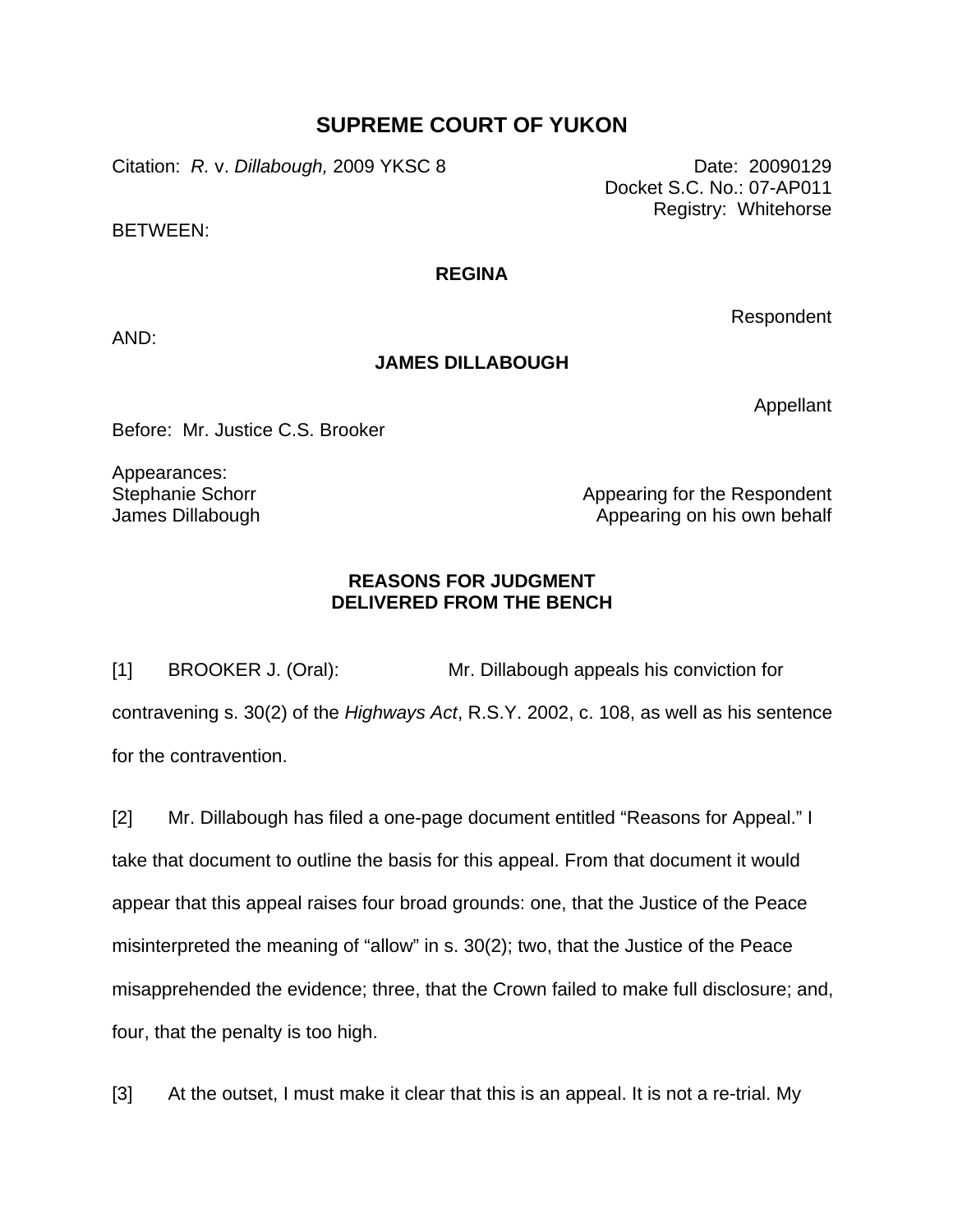# SUPREME COURT OF YUKON

Citation: *R.* v. *Dillabough,* 2009 YKSC 8

Date: 20090129
Docket S.C. No.: 07-AP011
Registry: Whitehorse

BETWEEN:

**REGINA**

Respondent

AND:

**JAMES DILLABOUGH**

Appellant

Before: Mr. Justice C.S. Brooker

Appearances:

Stephanie Schorr — Appearing for the Respondent
James Dillabough — Appearing on his own behalf

## REASONS FOR JUDGMENT DELIVERED FROM THE BENCH

[1] BROOKER J. (Oral): Mr. Dillabough appeals his conviction for contravening s. 30(2) of the *Highways Act*, R.S.Y. 2002, c. 108, as well as his sentence for the contravention.

[2] Mr. Dillabough has filed a one-page document entitled "Reasons for Appeal." I take that document to outline the basis for this appeal. From that document it would appear that this appeal raises four broad grounds: one, that the Justice of the Peace misinterpreted the meaning of "allow" in s. 30(2); two, that the Justice of the Peace misapprehended the evidence; three, that the Crown failed to make full disclosure; and, four, that the penalty is too high.

[3] At the outset, I must make it clear that this is an appeal. It is not a re-trial. My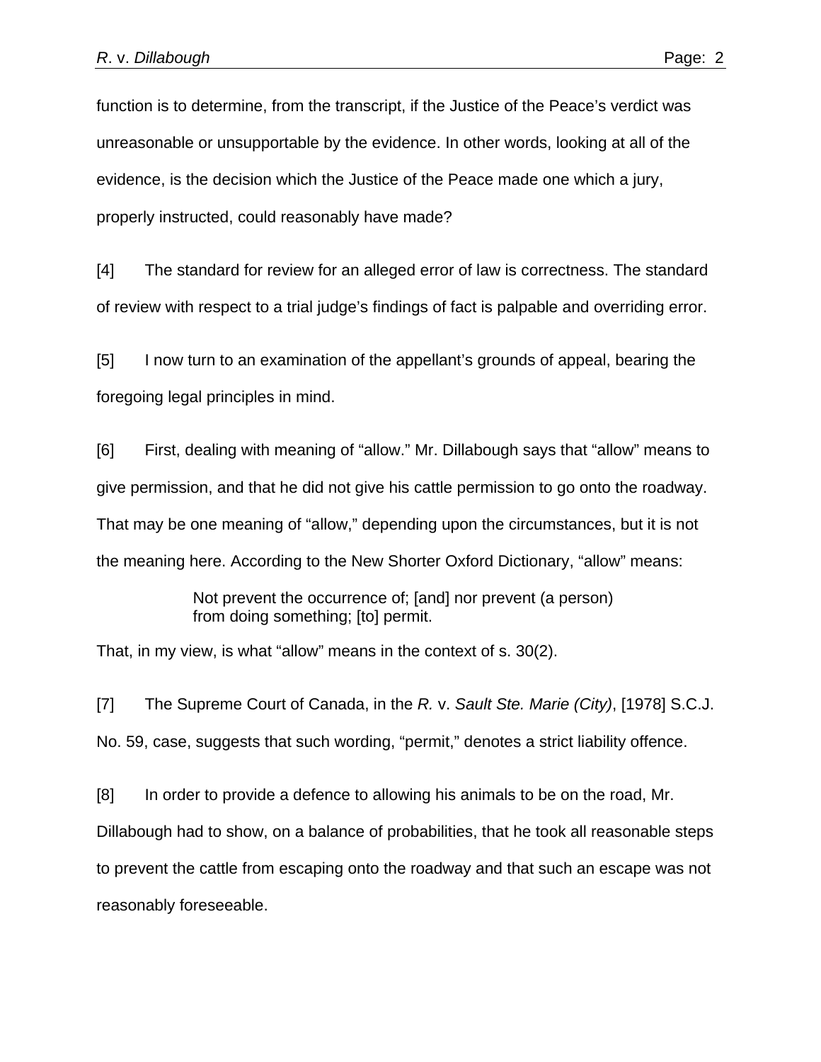function is to determine, from the transcript, if the Justice of the Peace's verdict was unreasonable or unsupportable by the evidence. In other words, looking at all of the evidence, is the decision which the Justice of the Peace made one which a jury, properly instructed, could reasonably have made?

[4] The standard for review for an alleged error of law is correctness. The standard of review with respect to a trial judge's findings of fact is palpable and overriding error.

[5] I now turn to an examination of the appellant's grounds of appeal, bearing the foregoing legal principles in mind.

[6] First, dealing with meaning of "allow." Mr. Dillabough says that "allow" means to give permission, and that he did not give his cattle permission to go onto the roadway. That may be one meaning of "allow," depending upon the circumstances, but it is not the meaning here. According to the New Shorter Oxford Dictionary, "allow" means:

> Not prevent the occurrence of; [and] nor prevent (a person) from doing something; [to] permit.

That, in my view, is what "allow" means in the context of s. 30(2).

[7] The Supreme Court of Canada, in the *R.* v. *Sault Ste. Marie (City)*, [1978] S.C.J. No. 59, case, suggests that such wording, "permit," denotes a strict liability offence.

[8] In order to provide a defence to allowing his animals to be on the road, Mr. Dillabough had to show, on a balance of probabilities, that he took all reasonable steps to prevent the cattle from escaping onto the roadway and that such an escape was not reasonably foreseeable.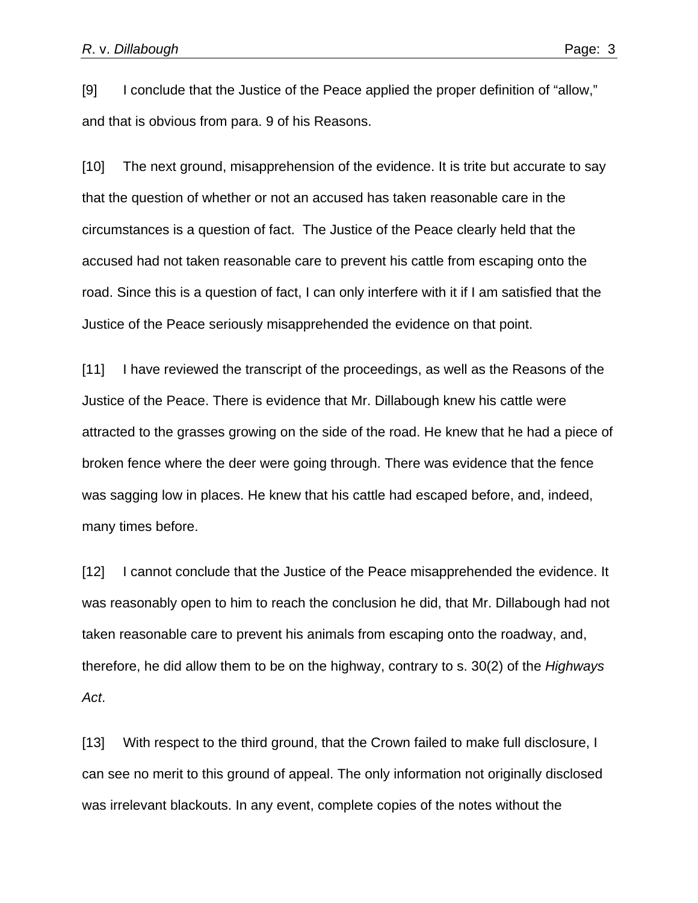[9] I conclude that the Justice of the Peace applied the proper definition of "allow," and that is obvious from para. 9 of his Reasons.

[10] The next ground, misapprehension of the evidence. It is trite but accurate to say that the question of whether or not an accused has taken reasonable care in the circumstances is a question of fact. The Justice of the Peace clearly held that the accused had not taken reasonable care to prevent his cattle from escaping onto the road. Since this is a question of fact, I can only interfere with it if I am satisfied that the Justice of the Peace seriously misapprehended the evidence on that point.

[11] I have reviewed the transcript of the proceedings, as well as the Reasons of the Justice of the Peace. There is evidence that Mr. Dillabough knew his cattle were attracted to the grasses growing on the side of the road. He knew that he had a piece of broken fence where the deer were going through. There was evidence that the fence was sagging low in places. He knew that his cattle had escaped before, and, indeed, many times before.

[12] I cannot conclude that the Justice of the Peace misapprehended the evidence. It was reasonably open to him to reach the conclusion he did, that Mr. Dillabough had not taken reasonable care to prevent his animals from escaping onto the roadway, and, therefore, he did allow them to be on the highway, contrary to s. 30(2) of the *Highways Act*.

[13] With respect to the third ground, that the Crown failed to make full disclosure, I can see no merit to this ground of appeal. The only information not originally disclosed was irrelevant blackouts. In any event, complete copies of the notes without the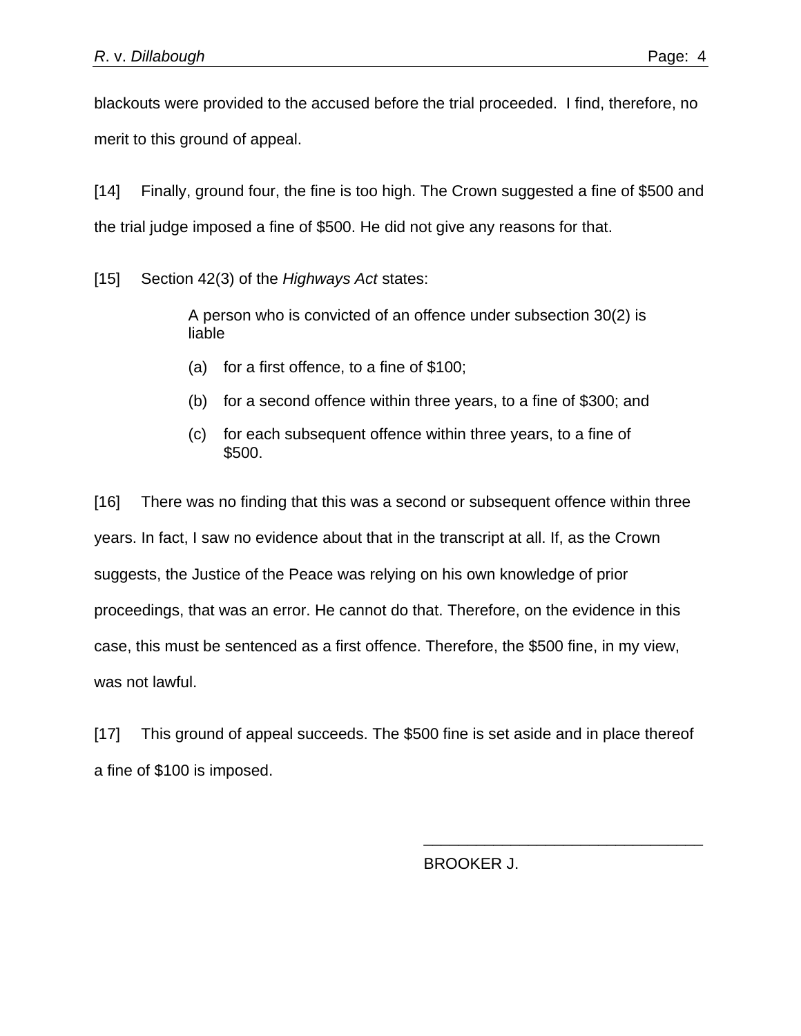blackouts were provided to the accused before the trial proceeded. I find, therefore, no merit to this ground of appeal.

[14] Finally, ground four, the fine is too high. The Crown suggested a fine of $500 and the trial judge imposed a fine of $500. He did not give any reasons for that.

[15] Section 42(3) of the *Highways Act* states:

> A person who is convicted of an offence under subsection 30(2) is liable
>
> (a) for a first offence, to a fine of $100;
>
> (b) for a second offence within three years, to a fine of $300; and
>
> (c) for each subsequent offence within three years, to a fine of $500.

[16] There was no finding that this was a second or subsequent offence within three years. In fact, I saw no evidence about that in the transcript at all. If, as the Crown suggests, the Justice of the Peace was relying on his own knowledge of prior proceedings, that was an error. He cannot do that. Therefore, on the evidence in this case, this must be sentenced as a first offence. Therefore, the $500 fine, in my view, was not lawful.

[17] This ground of appeal succeeds. The $500 fine is set aside and in place thereof a fine of $100 is imposed.

\_\_\_\_\_\_\_\_\_\_\_\_\_\_\_\_\_\_\_\_\_\_\_\_\_\_\_\_\_\_\_\_

BROOKER J.